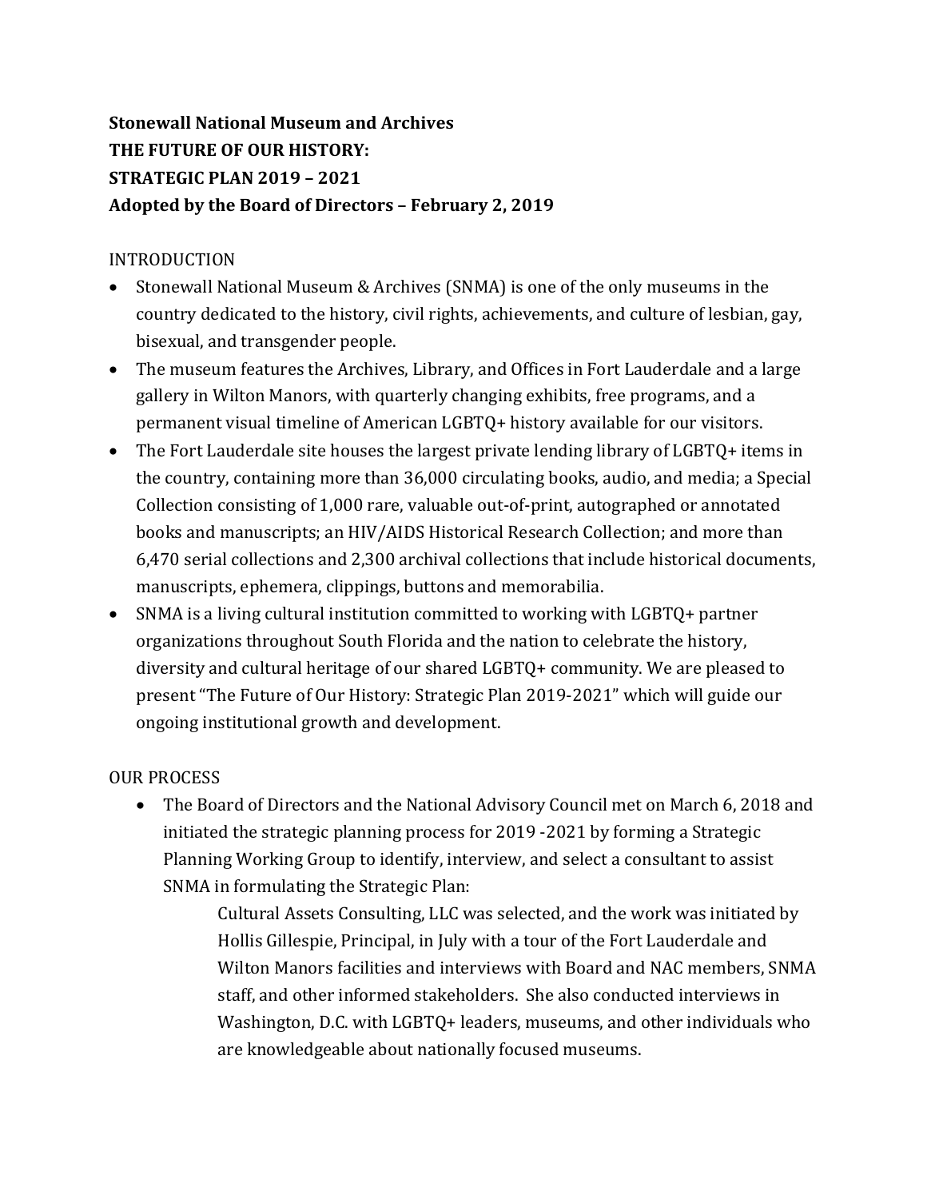**Stonewall National Museum and Archives**
**THE FUTURE OF OUR HISTORY:**
**STRATEGIC PLAN 2019 – 2021**
**Adopted by the Board of Directors – February 2, 2019**

## INTRODUCTION

- Stonewall National Museum & Archives (SNMA) is one of the only museums in the country dedicated to the history, civil rights, achievements, and culture of lesbian, gay, bisexual, and transgender people.
- The museum features the Archives, Library, and Offices in Fort Lauderdale and a large gallery in Wilton Manors, with quarterly changing exhibits, free programs, and a permanent visual timeline of American LGBTQ+ history available for our visitors.
- The Fort Lauderdale site houses the largest private lending library of LGBTQ+ items in the country, containing more than 36,000 circulating books, audio, and media; a Special Collection consisting of 1,000 rare, valuable out-of-print, autographed or annotated books and manuscripts; an HIV/AIDS Historical Research Collection; and more than 6,470 serial collections and 2,300 archival collections that include historical documents, manuscripts, ephemera, clippings, buttons and memorabilia.
- SNMA is a living cultural institution committed to working with LGBTQ+ partner organizations throughout South Florida and the nation to celebrate the history, diversity and cultural heritage of our shared LGBTQ+ community. We are pleased to present "The Future of Our History: Strategic Plan 2019-2021" which will guide our ongoing institutional growth and development.

## OUR PROCESS

- The Board of Directors and the National Advisory Council met on March 6, 2018 and initiated the strategic planning process for 2019 -2021 by forming a Strategic Planning Working Group to identify, interview, and select a consultant to assist SNMA in formulating the Strategic Plan:

  Cultural Assets Consulting, LLC was selected, and the work was initiated by Hollis Gillespie, Principal, in July with a tour of the Fort Lauderdale and Wilton Manors facilities and interviews with Board and NAC members, SNMA staff, and other informed stakeholders. She also conducted interviews in Washington, D.C. with LGBTQ+ leaders, museums, and other individuals who are knowledgeable about nationally focused museums.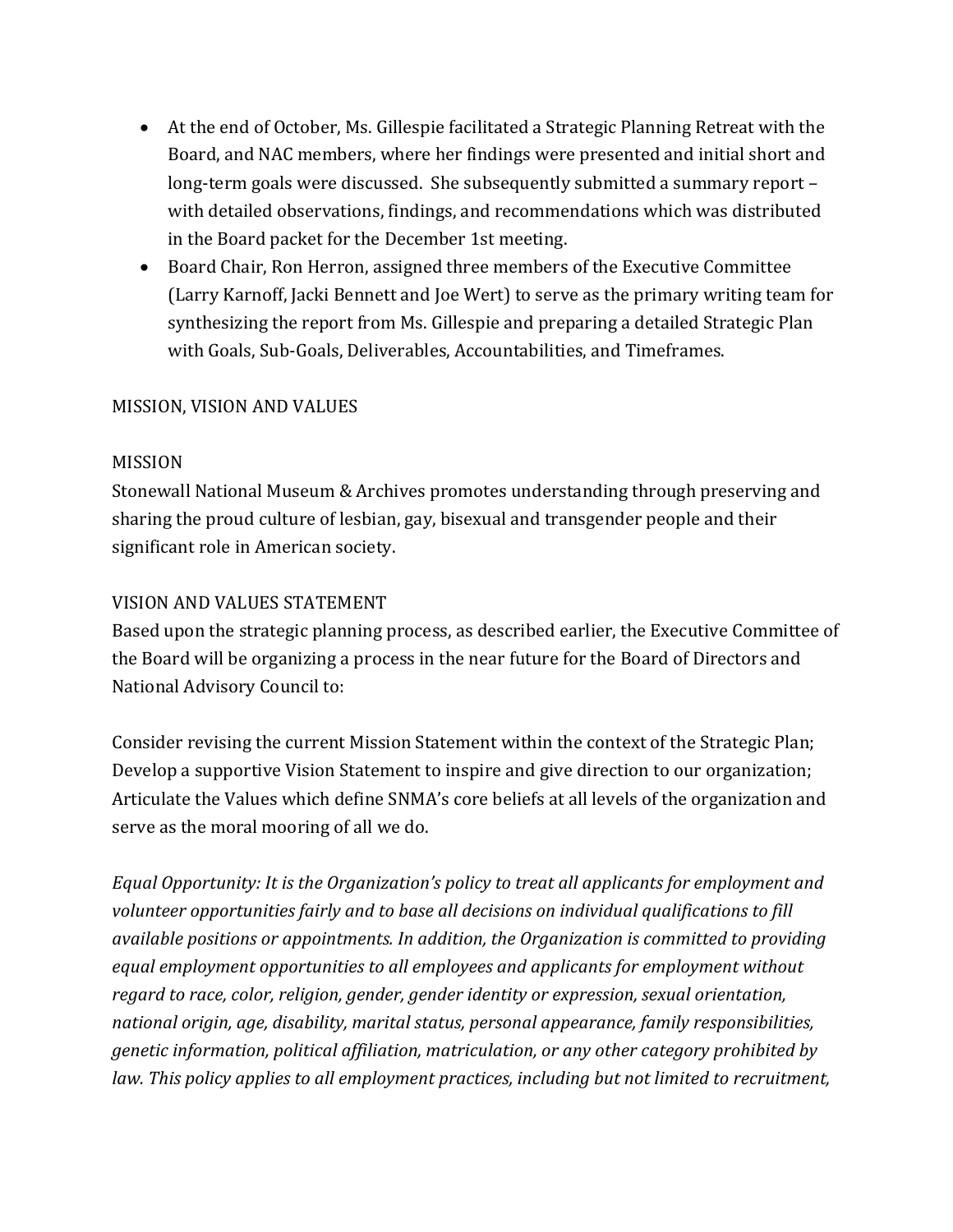- At the end of October, Ms. Gillespie facilitated a Strategic Planning Retreat with the Board, and NAC members, where her findings were presented and initial short and long-term goals were discussed. She subsequently submitted a summary report – with detailed observations, findings, and recommendations which was distributed in the Board packet for the December 1st meeting.
- Board Chair, Ron Herron, assigned three members of the Executive Committee (Larry Karnoff, Jacki Bennett and Joe Wert) to serve as the primary writing team for synthesizing the report from Ms. Gillespie and preparing a detailed Strategic Plan with Goals, Sub-Goals, Deliverables, Accountabilities, and Timeframes.

## MISSION, VISION AND VALUES

### MISSION

Stonewall National Museum & Archives promotes understanding through preserving and sharing the proud culture of lesbian, gay, bisexual and transgender people and their significant role in American society.

### VISION AND VALUES STATEMENT

Based upon the strategic planning process, as described earlier, the Executive Committee of the Board will be organizing a process in the near future for the Board of Directors and National Advisory Council to:

Consider revising the current Mission Statement within the context of the Strategic Plan; Develop a supportive Vision Statement to inspire and give direction to our organization; Articulate the Values which define SNMA's core beliefs at all levels of the organization and serve as the moral mooring of all we do.

*Equal Opportunity: It is the Organization's policy to treat all applicants for employment and volunteer opportunities fairly and to base all decisions on individual qualifications to fill available positions or appointments. In addition, the Organization is committed to providing equal employment opportunities to all employees and applicants for employment without regard to race, color, religion, gender, gender identity or expression, sexual orientation, national origin, age, disability, marital status, personal appearance, family responsibilities, genetic information, political affiliation, matriculation, or any other category prohibited by law. This policy applies to all employment practices, including but not limited to recruitment,*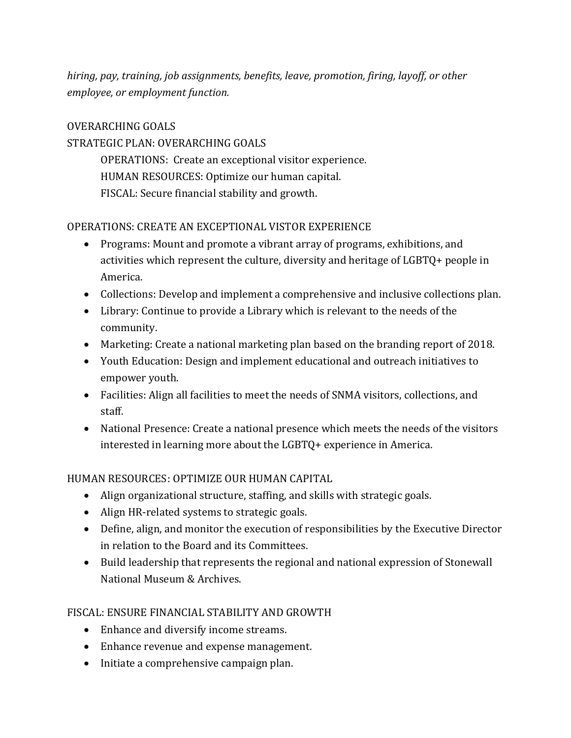*hiring, pay, training, job assignments, benefits, leave, promotion, firing, layoff, or other employee, or employment function.*

OVERARCHING GOALS

STRATEGIC PLAN: OVERARCHING GOALS

OPERATIONS: Create an exceptional visitor experience.
HUMAN RESOURCES: Optimize our human capital.
FISCAL: Secure financial stability and growth.

OPERATIONS: CREATE AN EXCEPTIONAL VISTOR EXPERIENCE

- Programs: Mount and promote a vibrant array of programs, exhibitions, and activities which represent the culture, diversity and heritage of LGBTQ+ people in America.
- Collections: Develop and implement a comprehensive and inclusive collections plan.
- Library: Continue to provide a Library which is relevant to the needs of the community.
- Marketing: Create a national marketing plan based on the branding report of 2018.
- Youth Education: Design and implement educational and outreach initiatives to empower youth.
- Facilities: Align all facilities to meet the needs of SNMA visitors, collections, and staff.
- National Presence: Create a national presence which meets the needs of the visitors interested in learning more about the LGBTQ+ experience in America.

HUMAN RESOURCES: OPTIMIZE OUR HUMAN CAPITAL

- Align organizational structure, staffing, and skills with strategic goals.
- Align HR-related systems to strategic goals.
- Define, align, and monitor the execution of responsibilities by the Executive Director in relation to the Board and its Committees.
- Build leadership that represents the regional and national expression of Stonewall National Museum & Archives.

FISCAL: ENSURE FINANCIAL STABILITY AND GROWTH

- Enhance and diversify income streams.
- Enhance revenue and expense management.
- Initiate a comprehensive campaign plan.